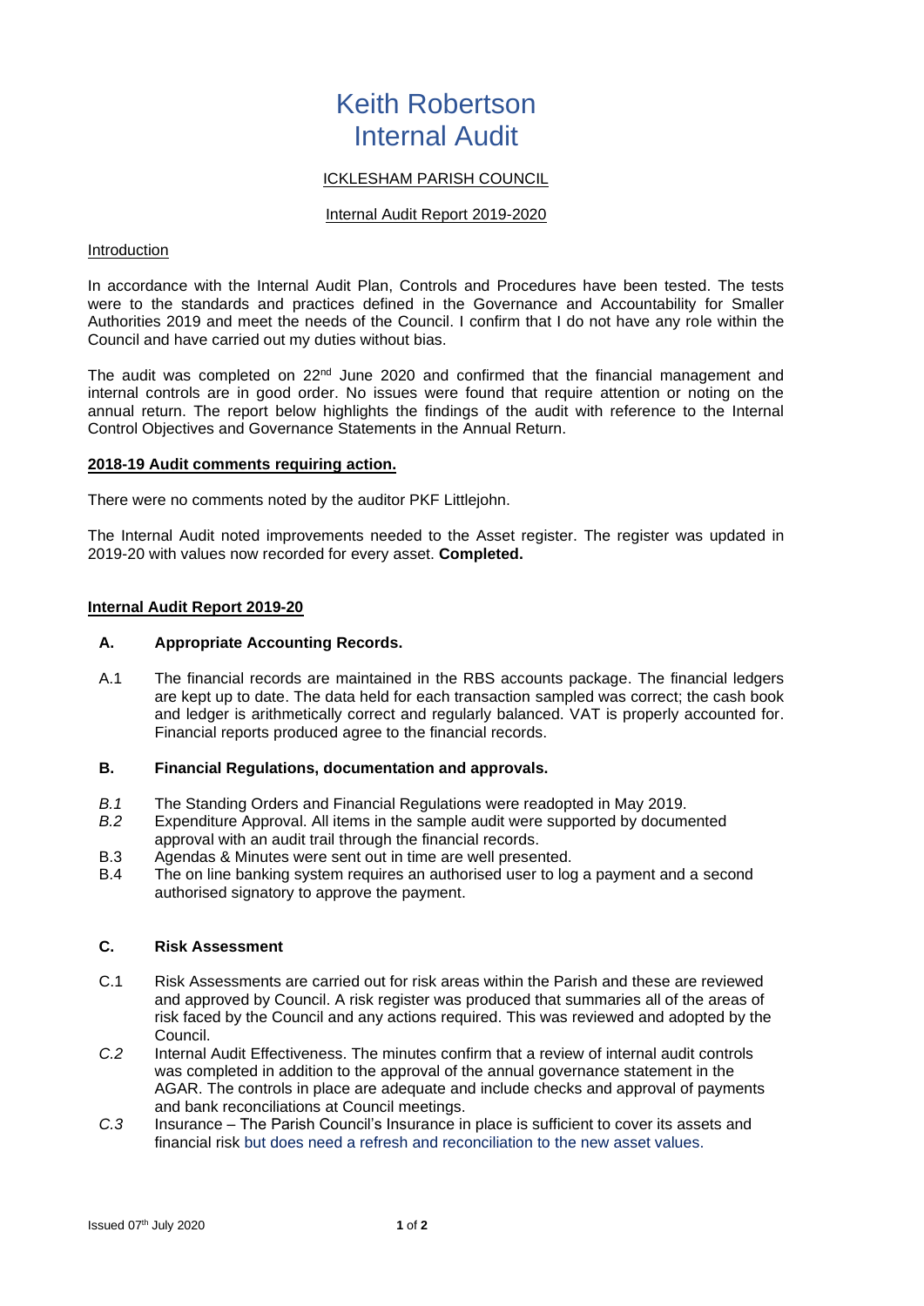# Keith Robertson
# Internal Audit

ICKLESHAM PARISH COUNCIL

Internal Audit Report 2019-2020

Introduction

In accordance with the Internal Audit Plan, Controls and Procedures have been tested. The tests were to the standards and practices defined in the Governance and Accountability for Smaller Authorities 2019 and meet the needs of the Council. I confirm that I do not have any role within the Council and have carried out my duties without bias.

The audit was completed on 22nd June 2020 and confirmed that the financial management and internal controls are in good order. No issues were found that require attention or noting on the annual return. The report below highlights the findings of the audit with reference to the Internal Control Objectives and Governance Statements in the Annual Return.

**2018-19 Audit comments requiring action.**

There were no comments noted by the auditor PKF Littlejohn.

The Internal Audit noted improvements needed to the Asset register. The register was updated in 2019-20 with values now recorded for every asset. **Completed.**

**Internal Audit Report 2019-20**

**A. Appropriate Accounting Records.**

A.1 The financial records are maintained in the RBS accounts package. The financial ledgers are kept up to date. The data held for each transaction sampled was correct; the cash book and ledger is arithmetically correct and regularly balanced. VAT is properly accounted for. Financial reports produced agree to the financial records.

**B. Financial Regulations, documentation and approvals.**

*B.1* The Standing Orders and Financial Regulations were readopted in May 2019.

*B.2* Expenditure Approval. All items in the sample audit were supported by documented approval with an audit trail through the financial records.

B.3 Agendas & Minutes were sent out in time are well presented.

B.4 The on line banking system requires an authorised user to log a payment and a second authorised signatory to approve the payment.

**C. Risk Assessment**

C.1 Risk Assessments are carried out for risk areas within the Parish and these are reviewed and approved by Council. A risk register was produced that summaries all of the areas of risk faced by the Council and any actions required. This was reviewed and adopted by the Council.

*C.2* Internal Audit Effectiveness. The minutes confirm that a review of internal audit controls was completed in addition to the approval of the annual governance statement in the AGAR. The controls in place are adequate and include checks and approval of payments and bank reconciliations at Council meetings.

*C.3* Insurance – The Parish Council's Insurance in place is sufficient to cover its assets and financial risk but does need a refresh and reconciliation to the new asset values.

Issued 07th July 2020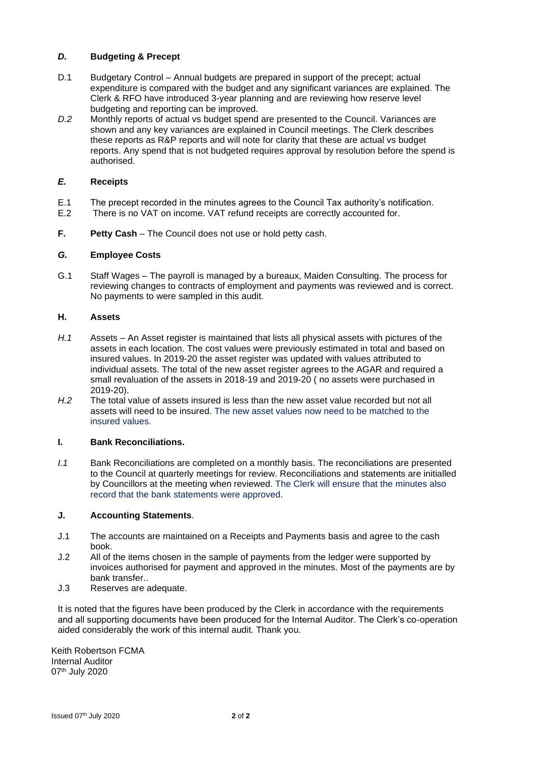## *D.* Budgeting & Precept

D.1 Budgetary Control – Annual budgets are prepared in support of the precept; actual expenditure is compared with the budget and any significant variances are explained. The Clerk & RFO have introduced 3-year planning and are reviewing how reserve level budgeting and reporting can be improved.

*D.2* Monthly reports of actual vs budget spend are presented to the Council. Variances are shown and any key variances are explained in Council meetings. The Clerk describes these reports as R&P reports and will note for clarity that these are actual vs budget reports. Any spend that is not budgeted requires approval by resolution before the spend is authorised.

## *E.* Receipts

E.1 The precept recorded in the minutes agrees to the Council Tax authority's notification.

E.2 There is no VAT on income. VAT refund receipts are correctly accounted for.

**F. Petty Cash** – The Council does not use or hold petty cash.

## *G.* Employee Costs

G.1 Staff Wages – The payroll is managed by a bureaux, Maiden Consulting. The process for reviewing changes to contracts of employment and payments was reviewed and is correct. No payments to were sampled in this audit.

## H. Assets

*H.1* Assets – An Asset register is maintained that lists all physical assets with pictures of the assets in each location. The cost values were previously estimated in total and based on insured values. In 2019-20 the asset register was updated with values attributed to individual assets. The total of the new asset register agrees to the AGAR and required a small revaluation of the assets in 2018-19 and 2019-20 ( no assets were purchased in 2019-20).

*H.2* The total value of assets insured is less than the new asset value recorded but not all assets will need to be insured. The new asset values now need to be matched to the insured values.

## I. Bank Reconciliations.

*I.1* Bank Reconciliations are completed on a monthly basis. The reconciliations are presented to the Council at quarterly meetings for review. Reconciliations and statements are initialled by Councillors at the meeting when reviewed. The Clerk will ensure that the minutes also record that the bank statements were approved.

## J. Accounting Statements.

J.1 The accounts are maintained on a Receipts and Payments basis and agree to the cash book.

J.2 All of the items chosen in the sample of payments from the ledger were supported by invoices authorised for payment and approved in the minutes. Most of the payments are by bank transfer..

J.3 Reserves are adequate.

It is noted that the figures have been produced by the Clerk in accordance with the requirements and all supporting documents have been produced for the Internal Auditor. The Clerk's co-operation aided considerably the work of this internal audit. Thank you.

Keith Robertson FCMA
Internal Auditor
07th July 2020